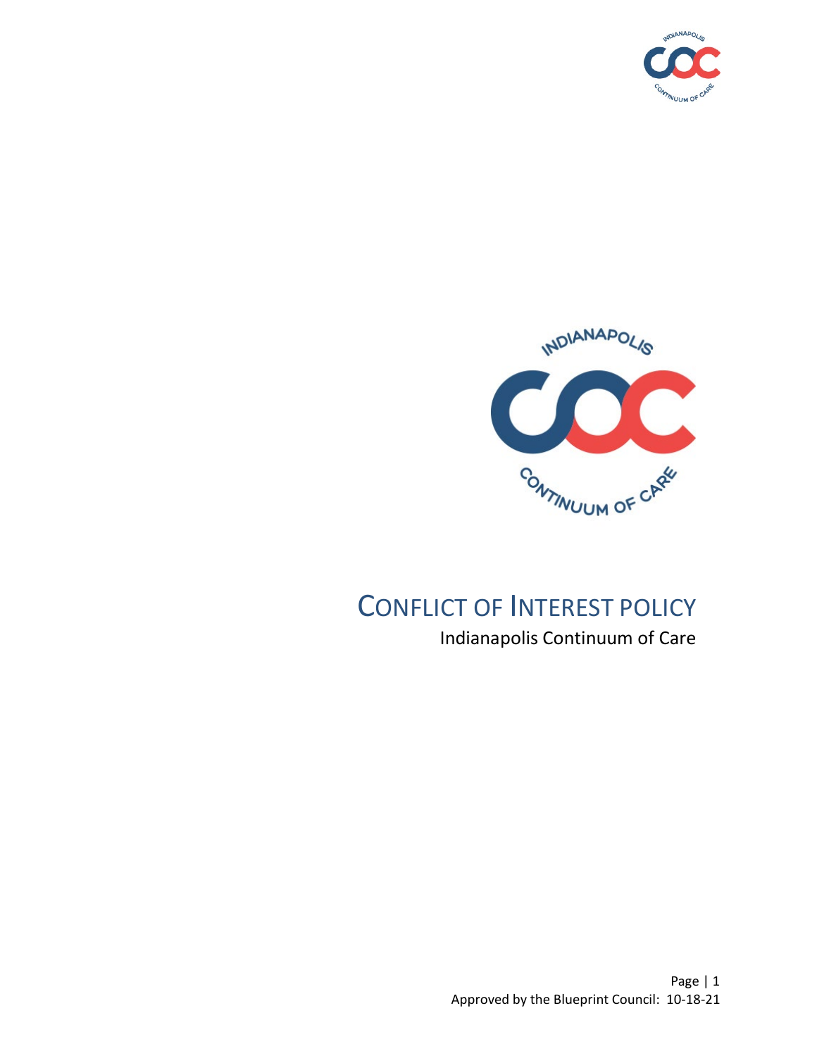# CONFLICT OF INTEREST POLICY

Indianapolis Continuum of Care

Approved by the Blueprint Council: 10-18-21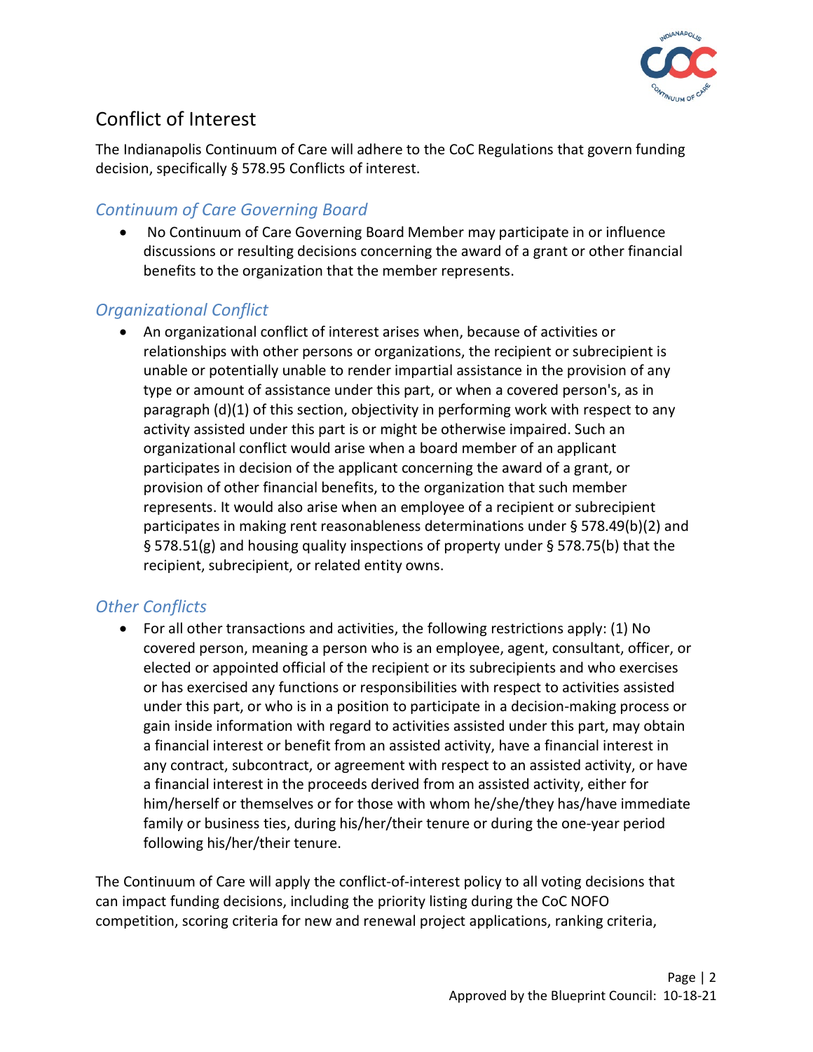## Conflict of Interest

The Indianapolis Continuum of Care will adhere to the CoC Regulations that govern funding decision, specifically § 578.95 Conflicts of interest.

### *Continuum of Care Governing Board*

- No Continuum of Care Governing Board Member may participate in or influence discussions or resulting decisions concerning the award of a grant or other financial benefits to the organization that the member represents.

### *Organizational Conflict*

- An organizational conflict of interest arises when, because of activities or relationships with other persons or organizations, the recipient or subrecipient is unable or potentially unable to render impartial assistance in the provision of any type or amount of assistance under this part, or when a covered person's, as in paragraph (d)(1) of this section, objectivity in performing work with respect to any activity assisted under this part is or might be otherwise impaired. Such an organizational conflict would arise when a board member of an applicant participates in decision of the applicant concerning the award of a grant, or provision of other financial benefits, to the organization that such member represents. It would also arise when an employee of a recipient or subrecipient participates in making rent reasonableness determinations under § 578.49(b)(2) and § 578.51(g) and housing quality inspections of property under § 578.75(b) that the recipient, subrecipient, or related entity owns.

### *Other Conflicts*

- For all other transactions and activities, the following restrictions apply: (1) No covered person, meaning a person who is an employee, agent, consultant, officer, or elected or appointed official of the recipient or its subrecipients and who exercises or has exercised any functions or responsibilities with respect to activities assisted under this part, or who is in a position to participate in a decision-making process or gain inside information with regard to activities assisted under this part, may obtain a financial interest or benefit from an assisted activity, have a financial interest in any contract, subcontract, or agreement with respect to an assisted activity, or have a financial interest in the proceeds derived from an assisted activity, either for him/herself or themselves or for those with whom he/she/they has/have immediate family or business ties, during his/her/their tenure or during the one-year period following his/her/their tenure.

The Continuum of Care will apply the conflict-of-interest policy to all voting decisions that can impact funding decisions, including the priority listing during the CoC NOFO competition, scoring criteria for new and renewal project applications, ranking criteria,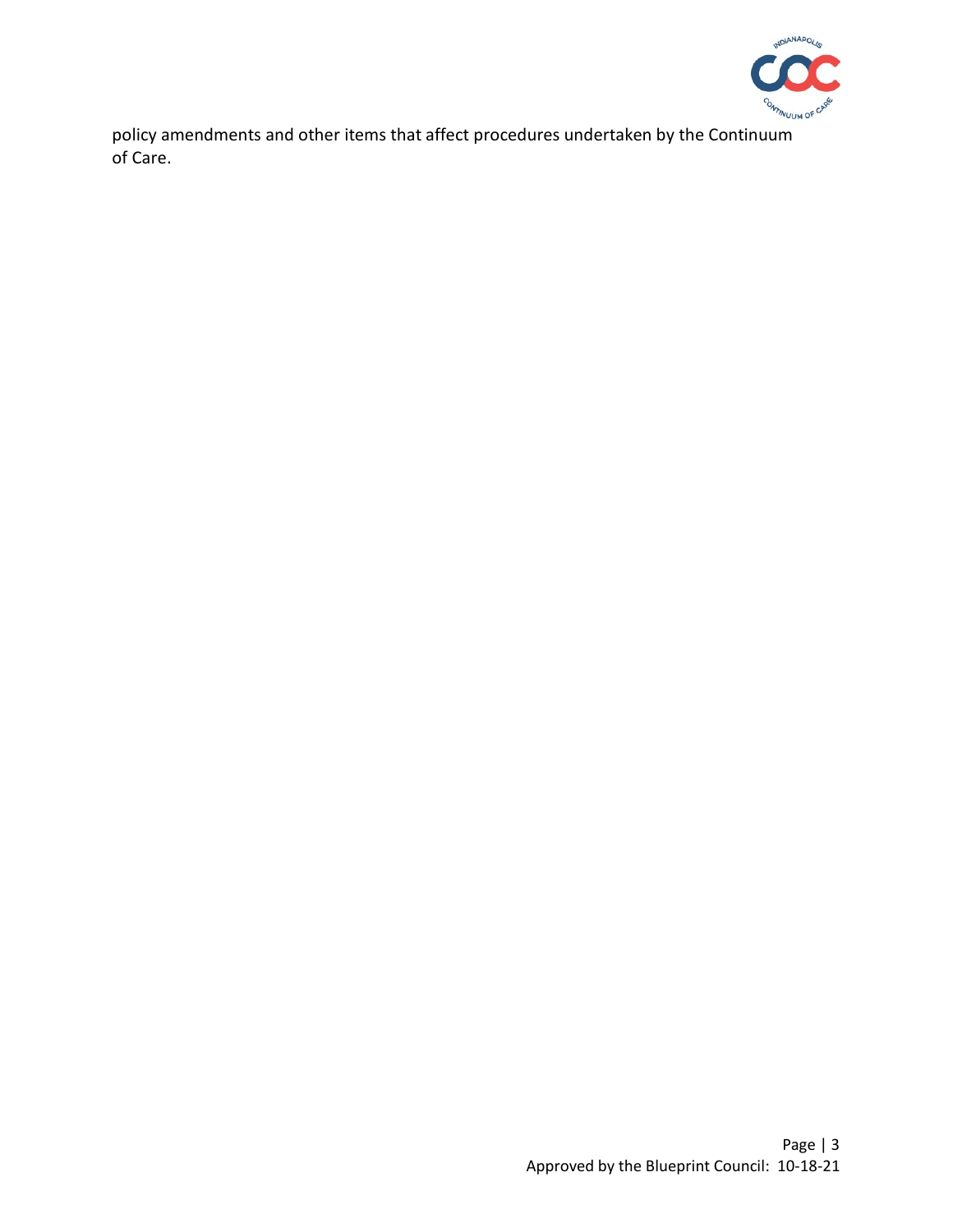policy amendments and other items that affect procedures undertaken by the Continuum of Care.